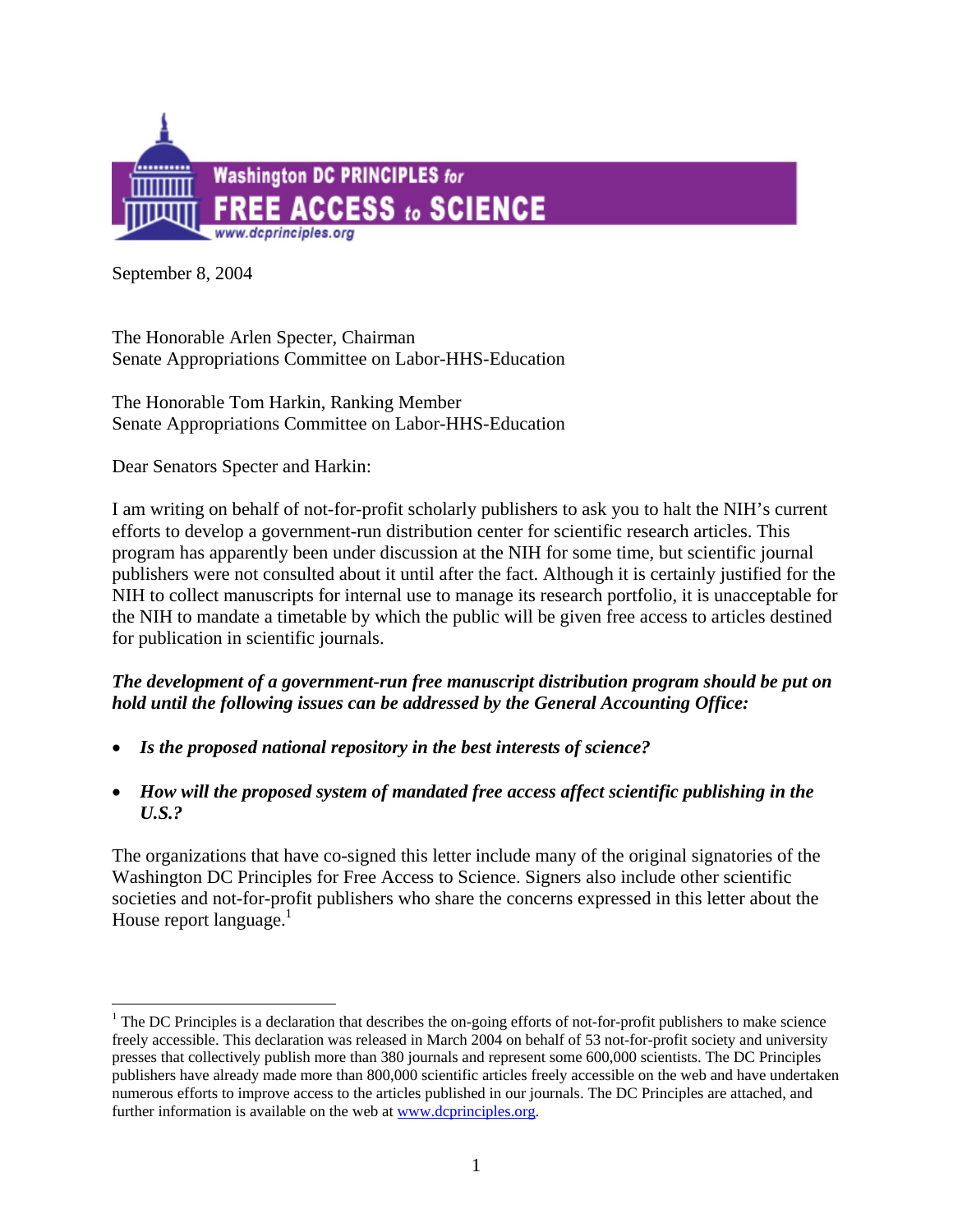**Washington DC PRINCIPLES for FREE ACCESS to SCIENCE**
www.dcprinciples.org

September 8, 2004

The Honorable Arlen Specter, Chairman
Senate Appropriations Committee on Labor-HHS-Education

The Honorable Tom Harkin, Ranking Member
Senate Appropriations Committee on Labor-HHS-Education

Dear Senators Specter and Harkin:

I am writing on behalf of not-for-profit scholarly publishers to ask you to halt the NIH's current efforts to develop a government-run distribution center for scientific research articles. This program has apparently been under discussion at the NIH for some time, but scientific journal publishers were not consulted about it until after the fact. Although it is certainly justified for the NIH to collect manuscripts for internal use to manage its research portfolio, it is unacceptable for the NIH to mandate a timetable by which the public will be given free access to articles destined for publication in scientific journals.

***The development of a government-run free manuscript distribution program should be put on hold until the following issues can be addressed by the General Accounting Office:***

- ***Is the proposed national repository in the best interests of science?***
- ***How will the proposed system of mandated free access affect scientific publishing in the U.S.?***

The organizations that have co-signed this letter include many of the original signatories of the Washington DC Principles for Free Access to Science. Signers also include other scientific societies and not-for-profit publishers who share the concerns expressed in this letter about the House report language.[1]

[1] The DC Principles is a declaration that describes the on-going efforts of not-for-profit publishers to make science freely accessible. This declaration was released in March 2004 on behalf of 53 not-for-profit society and university presses that collectively publish more than 380 journals and represent some 600,000 scientists. The DC Principles publishers have already made more than 800,000 scientific articles freely accessible on the web and have undertaken numerous efforts to improve access to the articles published in our journals. The DC Principles are attached, and further information is available on the web at www.dcprinciples.org.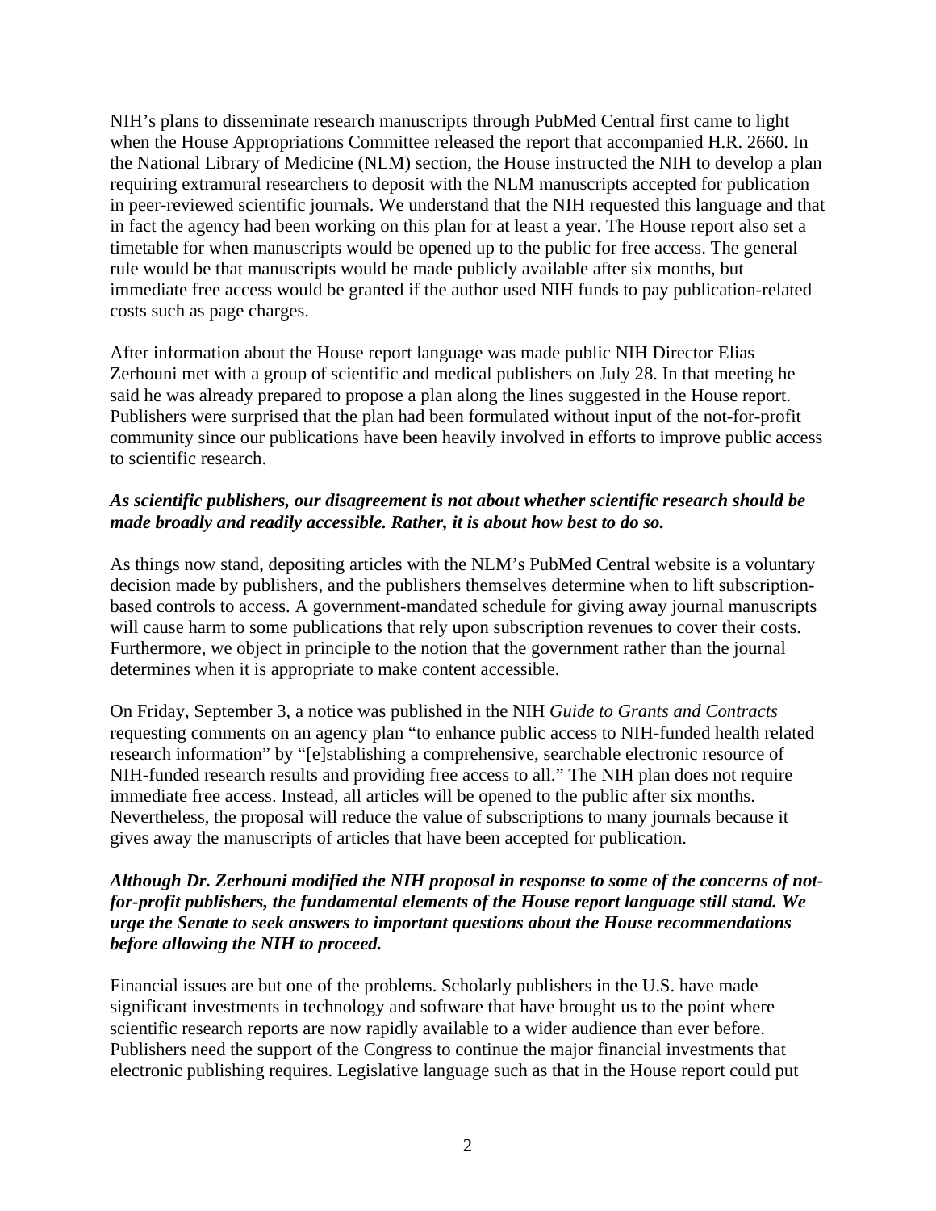NIH's plans to disseminate research manuscripts through PubMed Central first came to light when the House Appropriations Committee released the report that accompanied H.R. 2660. In the National Library of Medicine (NLM) section, the House instructed the NIH to develop a plan requiring extramural researchers to deposit with the NLM manuscripts accepted for publication in peer-reviewed scientific journals. We understand that the NIH requested this language and that in fact the agency had been working on this plan for at least a year. The House report also set a timetable for when manuscripts would be opened up to the public for free access. The general rule would be that manuscripts would be made publicly available after six months, but immediate free access would be granted if the author used NIH funds to pay publication-related costs such as page charges.

After information about the House report language was made public NIH Director Elias Zerhouni met with a group of scientific and medical publishers on July 28. In that meeting he said he was already prepared to propose a plan along the lines suggested in the House report. Publishers were surprised that the plan had been formulated without input of the not-for-profit community since our publications have been heavily involved in efforts to improve public access to scientific research.

***As scientific publishers, our disagreement is not about whether scientific research should be made broadly and readily accessible. Rather, it is about how best to do so.***

As things now stand, depositing articles with the NLM's PubMed Central website is a voluntary decision made by publishers, and the publishers themselves determine when to lift subscription-based controls to access. A government-mandated schedule for giving away journal manuscripts will cause harm to some publications that rely upon subscription revenues to cover their costs. Furthermore, we object in principle to the notion that the government rather than the journal determines when it is appropriate to make content accessible.

On Friday, September 3, a notice was published in the NIH *Guide to Grants and Contracts* requesting comments on an agency plan "to enhance public access to NIH-funded health related research information" by "[e]stablishing a comprehensive, searchable electronic resource of NIH-funded research results and providing free access to all." The NIH plan does not require immediate free access. Instead, all articles will be opened to the public after six months. Nevertheless, the proposal will reduce the value of subscriptions to many journals because it gives away the manuscripts of articles that have been accepted for publication.

***Although Dr. Zerhouni modified the NIH proposal in response to some of the concerns of not-for-profit publishers, the fundamental elements of the House report language still stand. We urge the Senate to seek answers to important questions about the House recommendations before allowing the NIH to proceed.***

Financial issues are but one of the problems. Scholarly publishers in the U.S. have made significant investments in technology and software that have brought us to the point where scientific research reports are now rapidly available to a wider audience than ever before. Publishers need the support of the Congress to continue the major financial investments that electronic publishing requires. Legislative language such as that in the House report could put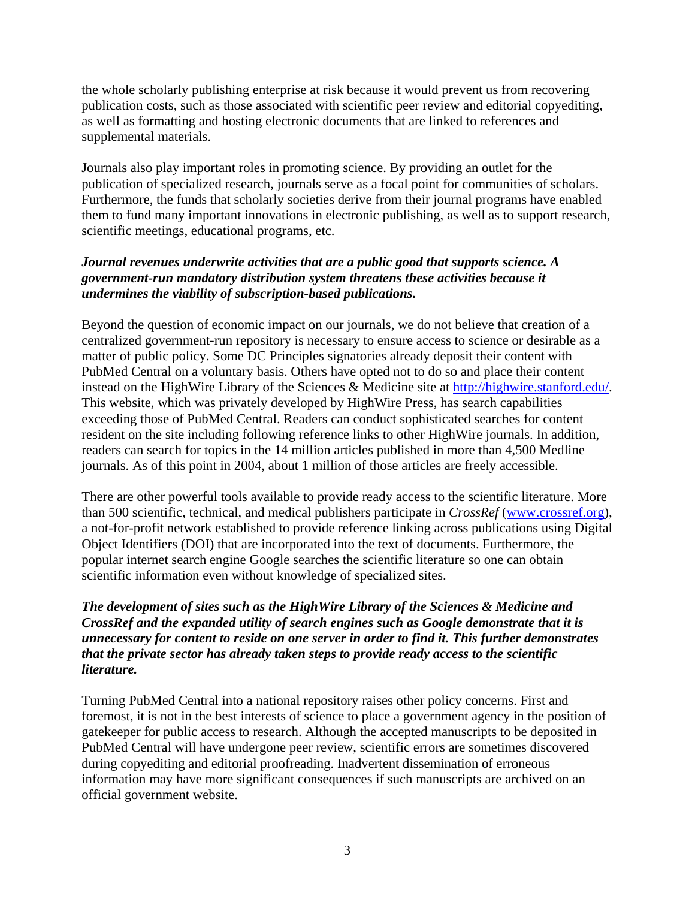the whole scholarly publishing enterprise at risk because it would prevent us from recovering publication costs, such as those associated with scientific peer review and editorial copyediting, as well as formatting and hosting electronic documents that are linked to references and supplemental materials.

Journals also play important roles in promoting science. By providing an outlet for the publication of specialized research, journals serve as a focal point for communities of scholars. Furthermore, the funds that scholarly societies derive from their journal programs have enabled them to fund many important innovations in electronic publishing, as well as to support research, scientific meetings, educational programs, etc.

***Journal revenues underwrite activities that are a public good that supports science. A government-run mandatory distribution system threatens these activities because it undermines the viability of subscription-based publications.***

Beyond the question of economic impact on our journals, we do not believe that creation of a centralized government-run repository is necessary to ensure access to science or desirable as a matter of public policy. Some DC Principles signatories already deposit their content with PubMed Central on a voluntary basis. Others have opted not to do so and place their content instead on the HighWire Library of the Sciences & Medicine site at http://highwire.stanford.edu/. This website, which was privately developed by HighWire Press, has search capabilities exceeding those of PubMed Central. Readers can conduct sophisticated searches for content resident on the site including following reference links to other HighWire journals. In addition, readers can search for topics in the 14 million articles published in more than 4,500 Medline journals. As of this point in 2004, about 1 million of those articles are freely accessible.

There are other powerful tools available to provide ready access to the scientific literature. More than 500 scientific, technical, and medical publishers participate in *CrossRef* (www.crossref.org), a not-for-profit network established to provide reference linking across publications using Digital Object Identifiers (DOI) that are incorporated into the text of documents. Furthermore, the popular internet search engine Google searches the scientific literature so one can obtain scientific information even without knowledge of specialized sites.

***The development of sites such as the HighWire Library of the Sciences & Medicine and CrossRef and the expanded utility of search engines such as Google demonstrate that it is unnecessary for content to reside on one server in order to find it. This further demonstrates that the private sector has already taken steps to provide ready access to the scientific literature.***

Turning PubMed Central into a national repository raises other policy concerns. First and foremost, it is not in the best interests of science to place a government agency in the position of gatekeeper for public access to research. Although the accepted manuscripts to be deposited in PubMed Central will have undergone peer review, scientific errors are sometimes discovered during copyediting and editorial proofreading. Inadvertent dissemination of erroneous information may have more significant consequences if such manuscripts are archived on an official government website.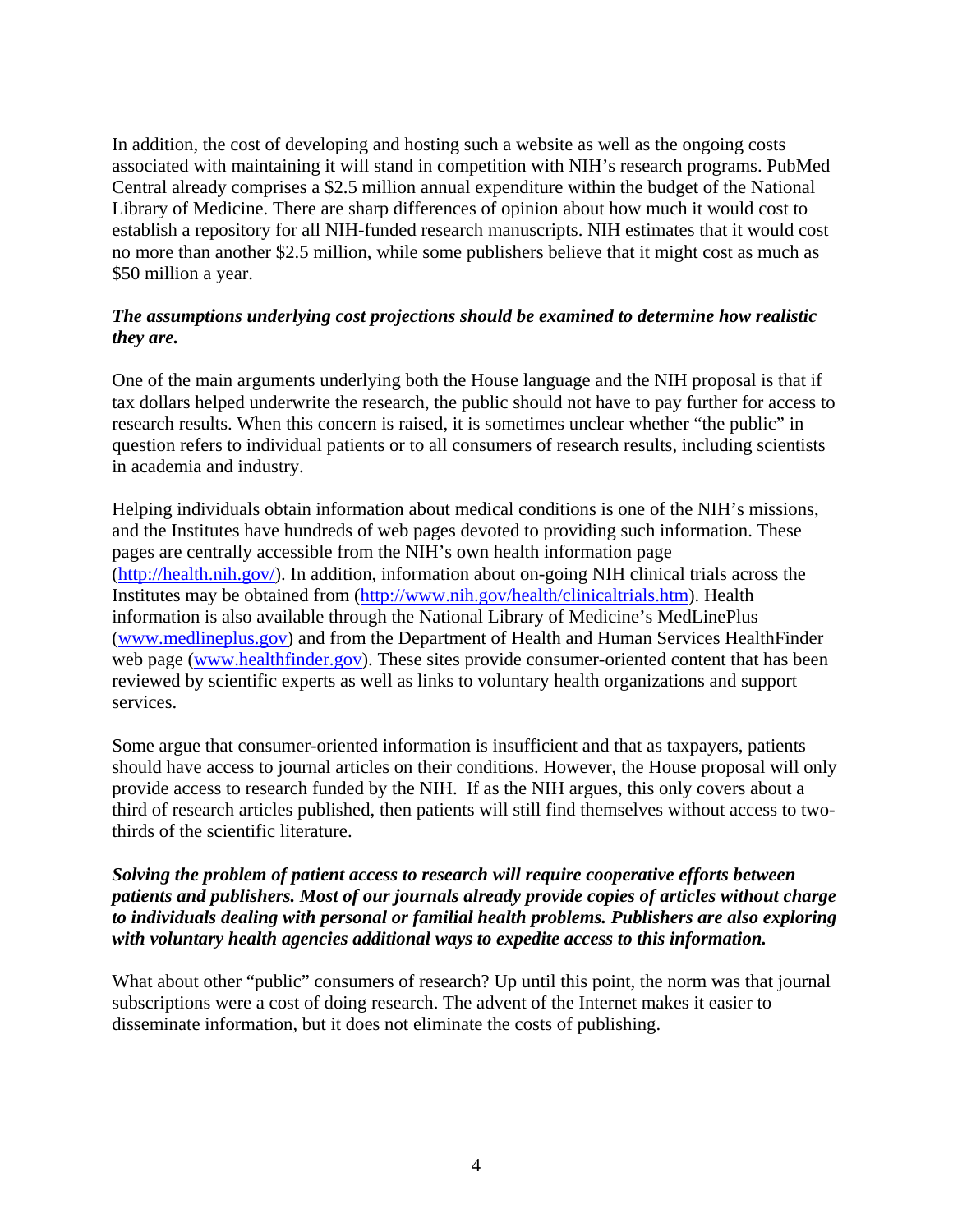In addition, the cost of developing and hosting such a website as well as the ongoing costs associated with maintaining it will stand in competition with NIH's research programs. PubMed Central already comprises a $2.5 million annual expenditure within the budget of the National Library of Medicine. There are sharp differences of opinion about how much it would cost to establish a repository for all NIH-funded research manuscripts. NIH estimates that it would cost no more than another $2.5 million, while some publishers believe that it might cost as much as $50 million a year.

***The assumptions underlying cost projections should be examined to determine how realistic they are.***

One of the main arguments underlying both the House language and the NIH proposal is that if tax dollars helped underwrite the research, the public should not have to pay further for access to research results. When this concern is raised, it is sometimes unclear whether "the public" in question refers to individual patients or to all consumers of research results, including scientists in academia and industry.

Helping individuals obtain information about medical conditions is one of the NIH's missions, and the Institutes have hundreds of web pages devoted to providing such information. These pages are centrally accessible from the NIH's own health information page (http://health.nih.gov/). In addition, information about on-going NIH clinical trials across the Institutes may be obtained from (http://www.nih.gov/health/clinicaltrials.htm). Health information is also available through the National Library of Medicine's MedLinePlus (www.medlineplus.gov) and from the Department of Health and Human Services HealthFinder web page (www.healthfinder.gov). These sites provide consumer-oriented content that has been reviewed by scientific experts as well as links to voluntary health organizations and support services.

Some argue that consumer-oriented information is insufficient and that as taxpayers, patients should have access to journal articles on their conditions. However, the House proposal will only provide access to research funded by the NIH. If as the NIH argues, this only covers about a third of research articles published, then patients will still find themselves without access to two-thirds of the scientific literature.

***Solving the problem of patient access to research will require cooperative efforts between patients and publishers. Most of our journals already provide copies of articles without charge to individuals dealing with personal or familial health problems. Publishers are also exploring with voluntary health agencies additional ways to expedite access to this information.***

What about other "public" consumers of research? Up until this point, the norm was that journal subscriptions were a cost of doing research. The advent of the Internet makes it easier to disseminate information, but it does not eliminate the costs of publishing.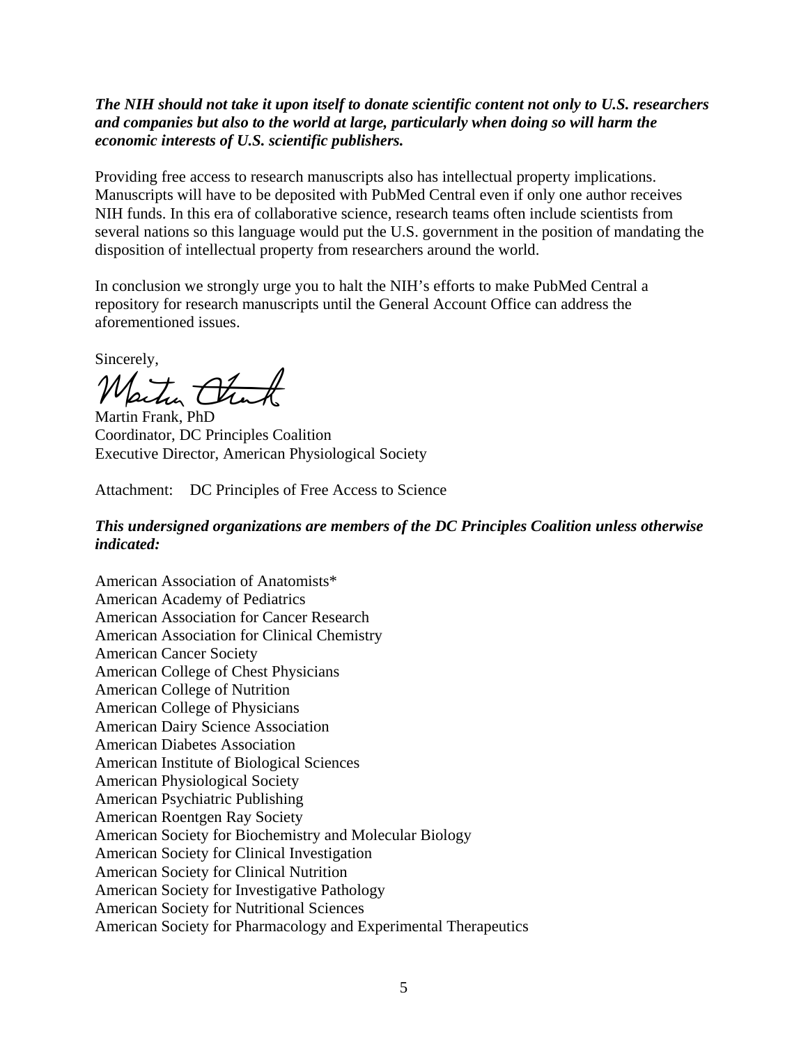***The NIH should not take it upon itself to donate scientific content not only to U.S. researchers and companies but also to the world at large, particularly when doing so will harm the economic interests of U.S. scientific publishers.***

Providing free access to research manuscripts also has intellectual property implications. Manuscripts will have to be deposited with PubMed Central even if only one author receives NIH funds. In this era of collaborative science, research teams often include scientists from several nations so this language would put the U.S. government in the position of mandating the disposition of intellectual property from researchers around the world.

In conclusion we strongly urge you to halt the NIH's efforts to make PubMed Central a repository for research manuscripts until the General Account Office can address the aforementioned issues.

Sincerely,

Martin Frank, PhD
Coordinator, DC Principles Coalition
Executive Director, American Physiological Society

Attachment: DC Principles of Free Access to Science

***This undersigned organizations are members of the DC Principles Coalition unless otherwise indicated:***

American Association of Anatomists*
American Academy of Pediatrics
American Association for Cancer Research
American Association for Clinical Chemistry
American Cancer Society
American College of Chest Physicians
American College of Nutrition
American College of Physicians
American Dairy Science Association
American Diabetes Association
American Institute of Biological Sciences
American Physiological Society
American Psychiatric Publishing
American Roentgen Ray Society
American Society for Biochemistry and Molecular Biology
American Society for Clinical Investigation
American Society for Clinical Nutrition
American Society for Investigative Pathology
American Society for Nutritional Sciences
American Society for Pharmacology and Experimental Therapeutics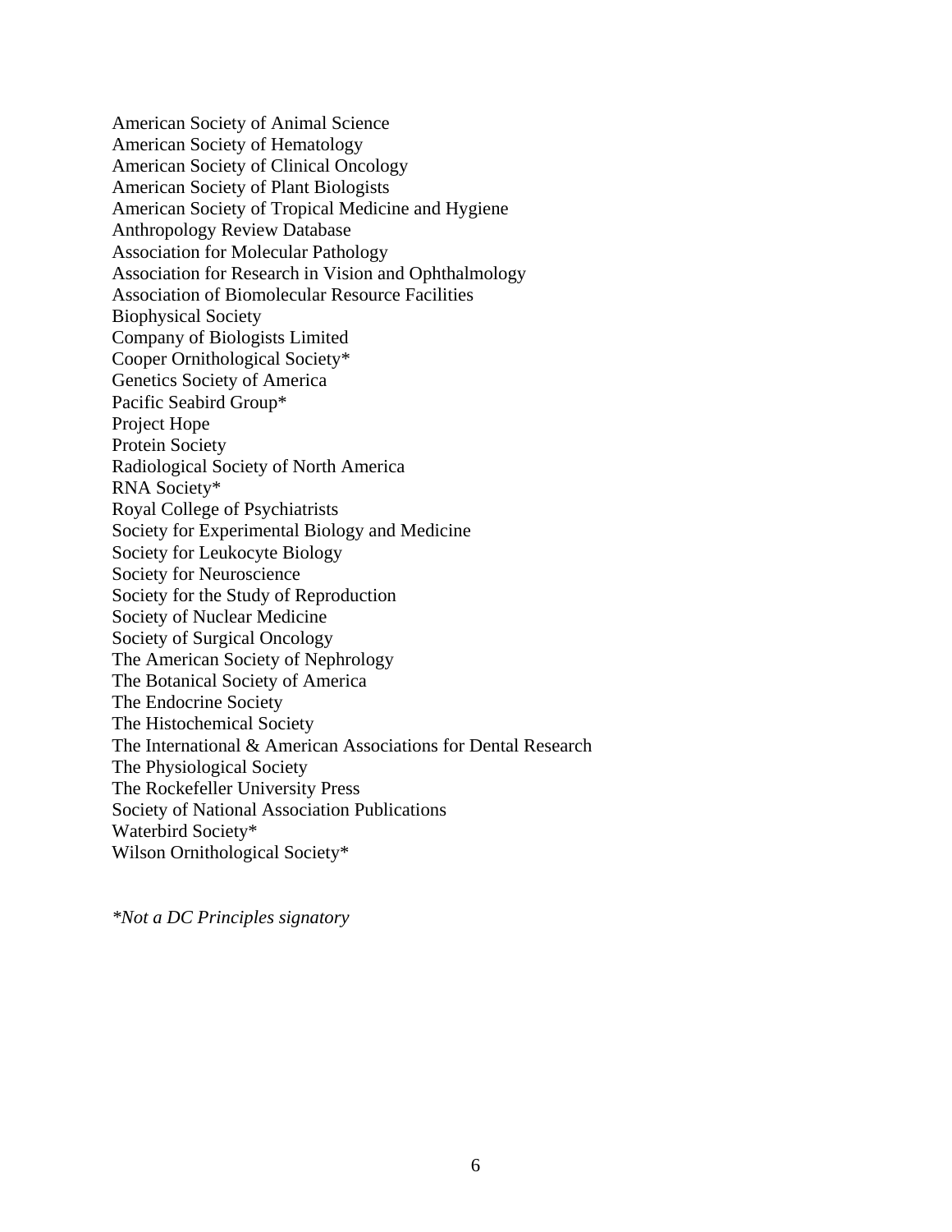American Society of Animal Science
American Society of Hematology
American Society of Clinical Oncology
American Society of Plant Biologists
American Society of Tropical Medicine and Hygiene
Anthropology Review Database
Association for Molecular Pathology
Association for Research in Vision and Ophthalmology
Association of Biomolecular Resource Facilities
Biophysical Society
Company of Biologists Limited
Cooper Ornithological Society*
Genetics Society of America
Pacific Seabird Group*
Project Hope
Protein Society
Radiological Society of North America
RNA Society*
Royal College of Psychiatrists
Society for Experimental Biology and Medicine
Society for Leukocyte Biology
Society for Neuroscience
Society for the Study of Reproduction
Society of Nuclear Medicine
Society of Surgical Oncology
The American Society of Nephrology
The Botanical Society of America
The Endocrine Society
The Histochemical Society
The International & American Associations for Dental Research
The Physiological Society
The Rockefeller University Press
Society of National Association Publications
Waterbird Society*
Wilson Ornithological Society*

*\*Not a DC Principles signatory*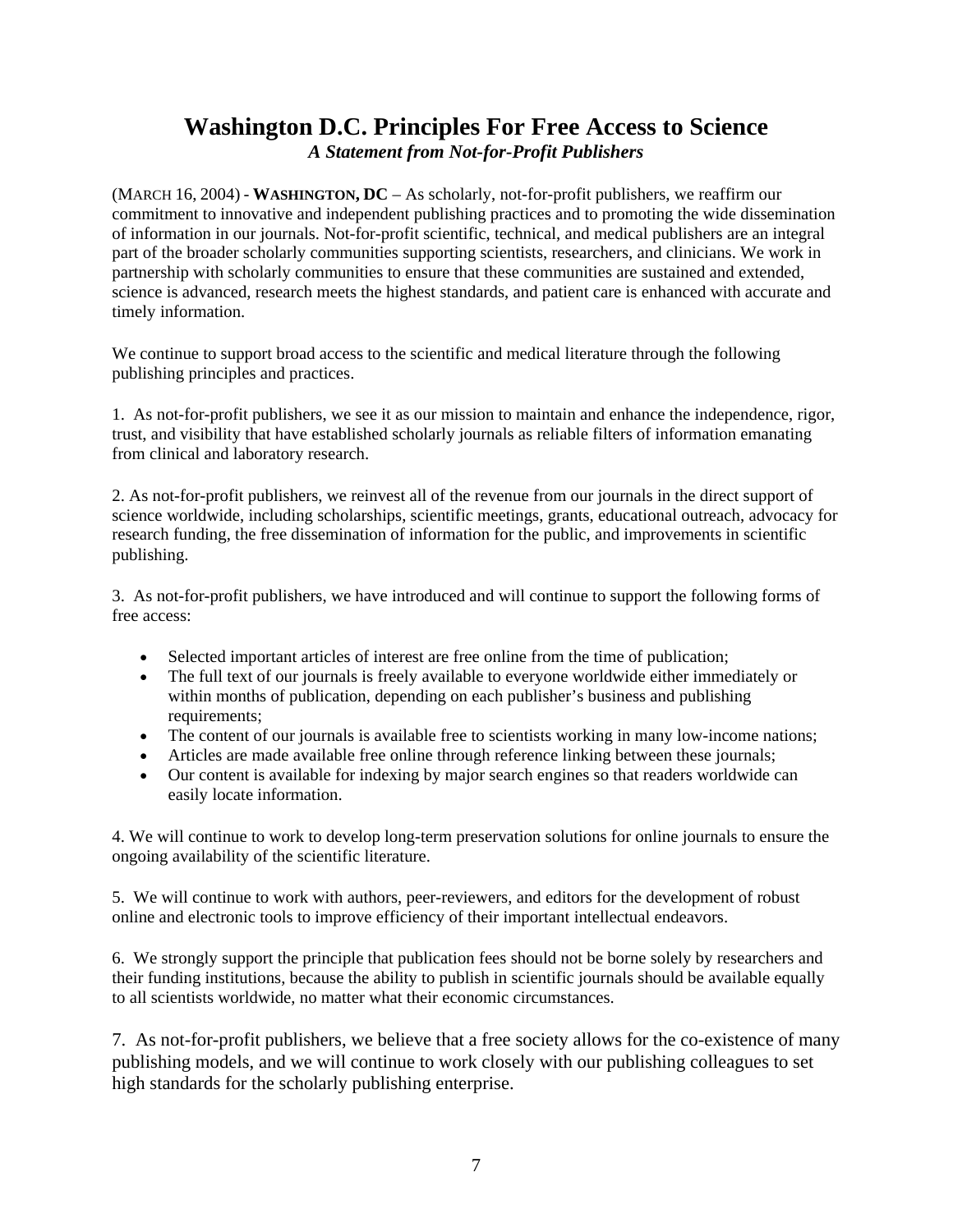# Washington D.C. Principles For Free Access to Science

***A Statement from Not-for-Profit Publishers***

(MARCH 16, 2004) - **WASHINGTON, DC** – As scholarly, not-for-profit publishers, we reaffirm our commitment to innovative and independent publishing practices and to promoting the wide dissemination of information in our journals. Not-for-profit scientific, technical, and medical publishers are an integral part of the broader scholarly communities supporting scientists, researchers, and clinicians. We work in partnership with scholarly communities to ensure that these communities are sustained and extended, science is advanced, research meets the highest standards, and patient care is enhanced with accurate and timely information.

We continue to support broad access to the scientific and medical literature through the following publishing principles and practices.

1. As not-for-profit publishers, we see it as our mission to maintain and enhance the independence, rigor, trust, and visibility that have established scholarly journals as reliable filters of information emanating from clinical and laboratory research.

2. As not-for-profit publishers, we reinvest all of the revenue from our journals in the direct support of science worldwide, including scholarships, scientific meetings, grants, educational outreach, advocacy for research funding, the free dissemination of information for the public, and improvements in scientific publishing.

3. As not-for-profit publishers, we have introduced and will continue to support the following forms of free access:

- Selected important articles of interest are free online from the time of publication;
- The full text of our journals is freely available to everyone worldwide either immediately or within months of publication, depending on each publisher's business and publishing requirements;
- The content of our journals is available free to scientists working in many low-income nations;
- Articles are made available free online through reference linking between these journals;
- Our content is available for indexing by major search engines so that readers worldwide can easily locate information.

4. We will continue to work to develop long-term preservation solutions for online journals to ensure the ongoing availability of the scientific literature.

5. We will continue to work with authors, peer-reviewers, and editors for the development of robust online and electronic tools to improve efficiency of their important intellectual endeavors.

6. We strongly support the principle that publication fees should not be borne solely by researchers and their funding institutions, because the ability to publish in scientific journals should be available equally to all scientists worldwide, no matter what their economic circumstances.

7. As not-for-profit publishers, we believe that a free society allows for the co-existence of many publishing models, and we will continue to work closely with our publishing colleagues to set high standards for the scholarly publishing enterprise.